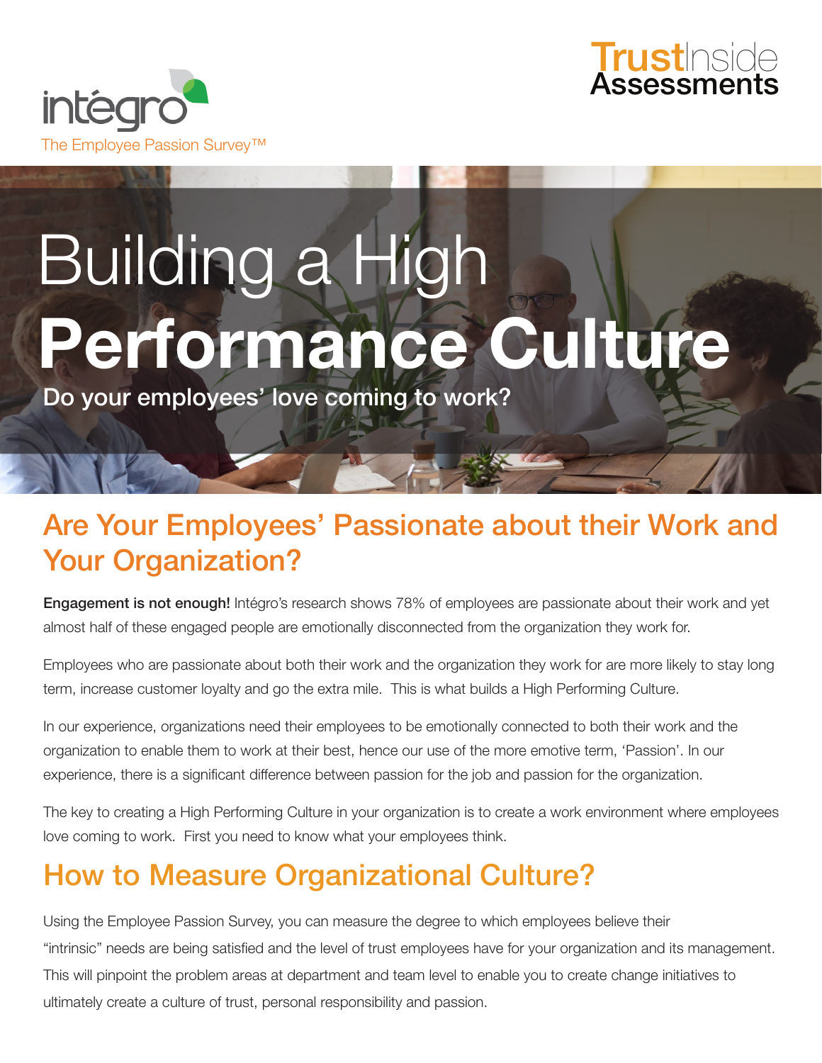intégro

The Employee Passion Survey™

TrustInside Assessments

# Building a High Performance Culture

**Do your employees' love coming to work?**

## Are Your Employees' Passionate about their Work and Your Organization?

**Engagement is not enough!** Intégro's research shows 78% of employees are passionate about their work and yet almost half of these engaged people are emotionally disconnected from the organization they work for.

Employees who are passionate about both their work and the organization they work for are more likely to stay long term, increase customer loyalty and go the extra mile. This is what builds a High Performing Culture.

In our experience, organizations need their employees to be emotionally connected to both their work and the organization to enable them to work at their best, hence our use of the more emotive term, 'Passion'. In our experience, there is a significant difference between passion for the job and passion for the organization.

The key to creating a High Performing Culture in your organization is to create a work environment where employees love coming to work. First you need to know what your employees think.

## How to Measure Organizational Culture?

Using the Employee Passion Survey, you can measure the degree to which employees believe their "intrinsic" needs are being satisfied and the level of trust employees have for your organization and its management. This will pinpoint the problem areas at department and team level to enable you to create change initiatives to ultimately create a culture of trust, personal responsibility and passion.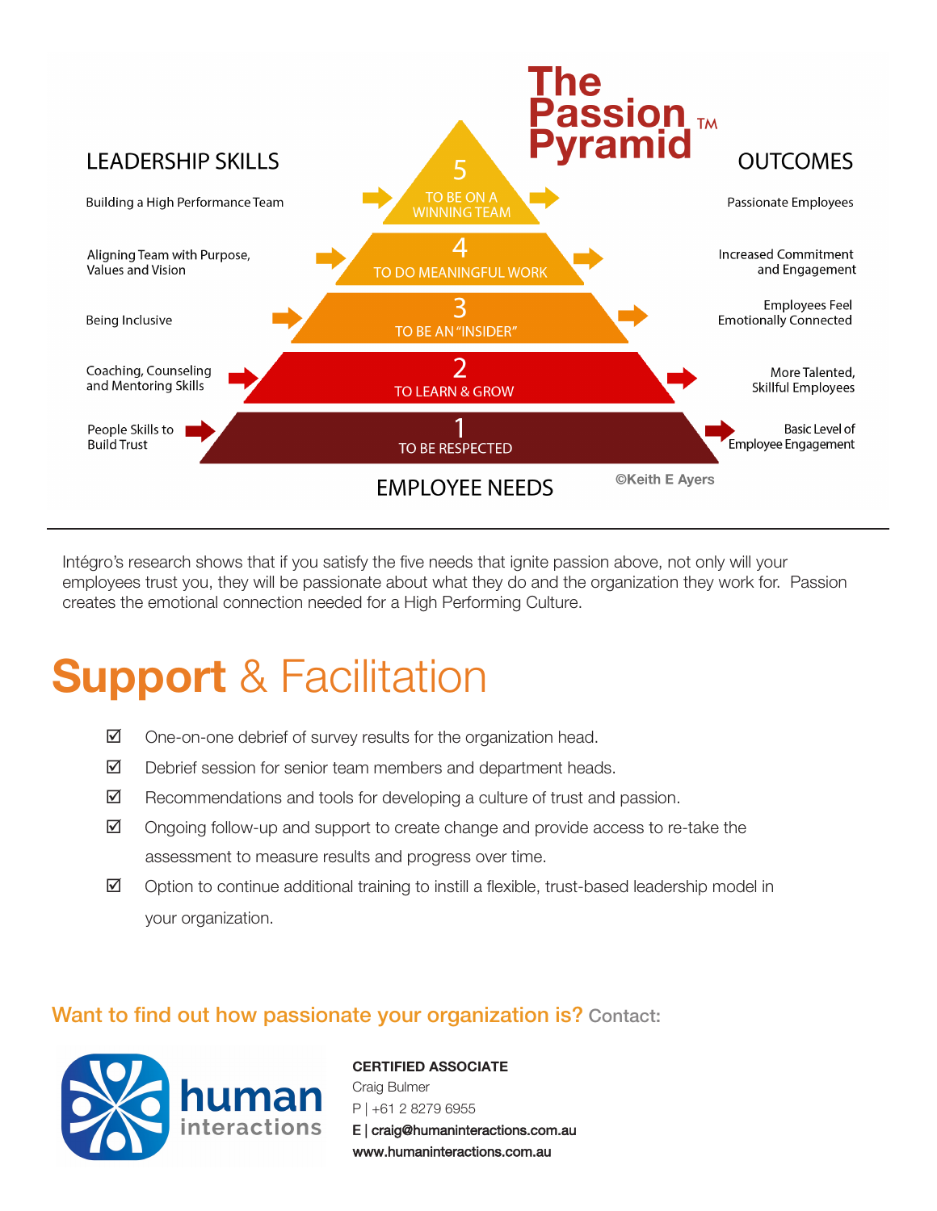# The Passion Pyramid™

LEADERSHIP SKILLS

Building a High Performance Team

Aligning Team with Purpose, Values and Vision

Being Inclusive

Coaching, Counseling and Mentoring Skills

People Skills to Build Trust

5
TO BE ON A WINNING TEAM

4
TO DO MEANINGFUL WORK

3
TO BE AN "INSIDER"

2
TO LEARN & GROW

1
TO BE RESPECTED

EMPLOYEE NEEDS

OUTCOMES

Passionate Employees

Increased Commitment and Engagement

Employees Feel Emotionally Connected

More Talented, Skillful Employees

Basic Level of Employee Engagement

©Keith E Ayers

---

Intégro's research shows that if you satisfy the five needs that ignite passion above, not only will your employees trust you, they will be passionate about what they do and the organization they work for. Passion creates the emotional connection needed for a High Performing Culture.

## **Support** & Facilitation

- ☑ One-on-one debrief of survey results for the organization head.
- ☑ Debrief session for senior team members and department heads.
- ☑ Recommendations and tools for developing a culture of trust and passion.
- ☑ Ongoing follow-up and support to create change and provide access to re-take the assessment to measure results and progress over time.
- ☑ Option to continue additional training to instill a flexible, trust-based leadership model in your organization.

### Want to find out how passionate your organization is? Contact:

human interactions

**CERTIFIED ASSOCIATE**
Craig Bulmer
P | +61 2 8279 6955
**E | craig@humaninteractions.com.au**
**www.humaninteractions.com.au**